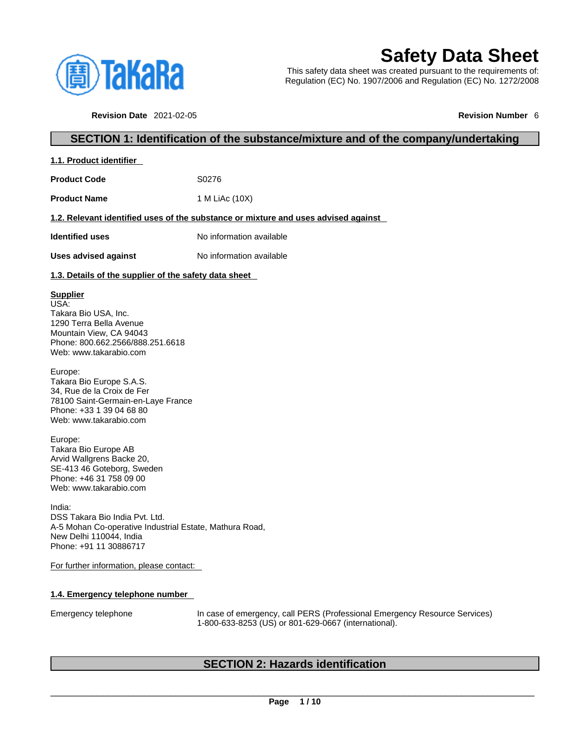# Safety Data Sheet

This safety data sheet was created pursuant to the requirements of:
Regulation (EC) No. 1907/2006 and Regulation (EC) No. 1272/2008

**Revision Date** 2021-02-05 **Revision Number** 6

## SECTION 1: Identification of the substance/mixture and of the company/undertaking

### 1.1. Product identifier

| | |
|---|---|
| **Product Code** | S0276 |
| **Product Name** | 1 M LiAc (10X) |

### 1.2. Relevant identified uses of the substance or mixture and uses advised against

| | |
|---|---|
| **Identified uses** | No information available |
| **Uses advised against** | No information available |

### 1.3. Details of the supplier of the safety data sheet

**Supplier**
USA:
Takara Bio USA, Inc.
1290 Terra Bella Avenue
Mountain View, CA 94043
Phone: 800.662.2566/888.251.6618
Web: www.takarabio.com

Europe:
Takara Bio Europe S.A.S.
34, Rue de la Croix de Fer
78100 Saint-Germain-en-Laye France
Phone: +33 1 39 04 68 80
Web: www.takarabio.com

Europe:
Takara Bio Europe AB
Arvid Wallgrens Backe 20,
SE-413 46 Goteborg, Sweden
Phone: +46 31 758 09 00
Web: www.takarabio.com

India:
DSS Takara Bio India Pvt. Ltd.
A-5 Mohan Co-operative Industrial Estate, Mathura Road,
New Delhi 110044, India
Phone: +91 11 30886717

For further information, please contact:

### 1.4. Emergency telephone number

| | |
|---|---|
| Emergency telephone | In case of emergency, call PERS (Professional Emergency Resource Services) 1-800-633-8253 (US) or 801-629-0667 (international). |

## SECTION 2: Hazards identification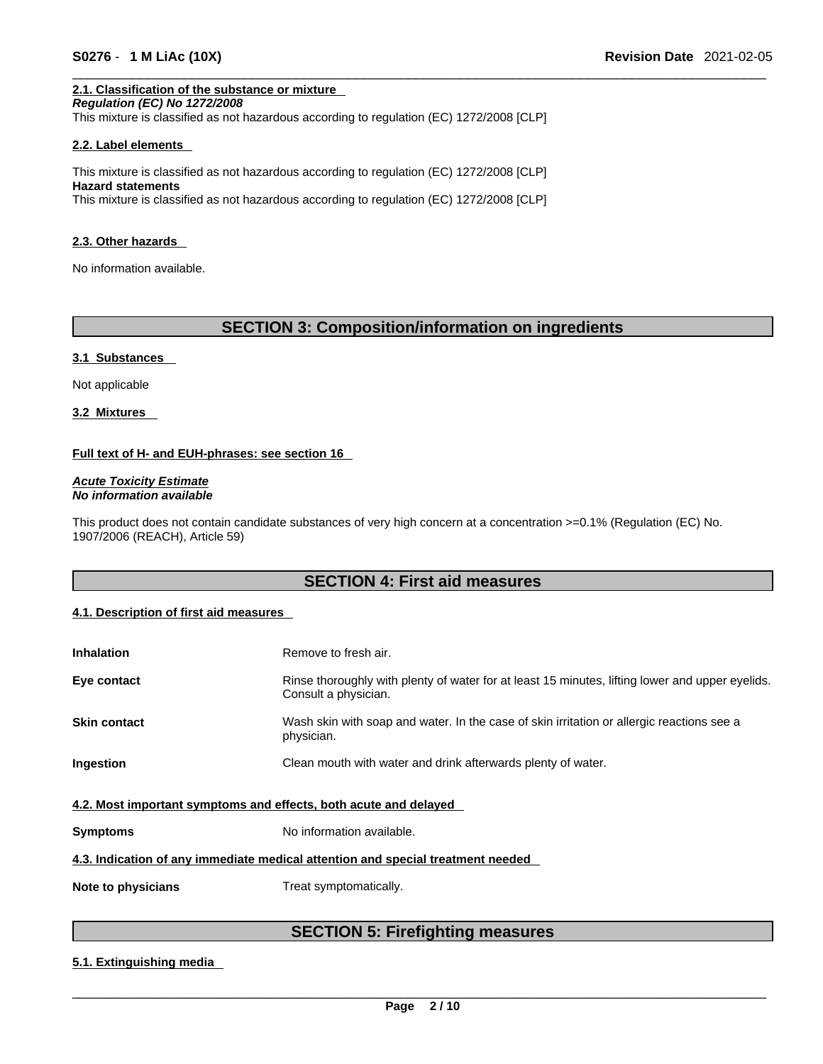### 2.1. Classification of the substance or mixture

***Regulation (EC) No 1272/2008***

This mixture is classified as not hazardous according to regulation (EC) 1272/2008 [CLP]

### 2.2. Label elements

This mixture is classified as not hazardous according to regulation (EC) 1272/2008 [CLP]

**Hazard statements**

This mixture is classified as not hazardous according to regulation (EC) 1272/2008 [CLP]

### 2.3. Other hazards

No information available.

## SECTION 3: Composition/information on ingredients

### 3.1 Substances

Not applicable

### 3.2 Mixtures

**Full text of H- and EUH-phrases: see section 16**

***Acute Toxicity Estimate***
***No information available***

This product does not contain candidate substances of very high concern at a concentration >=0.1% (Regulation (EC) No. 1907/2006 (REACH), Article 59)

## SECTION 4: First aid measures

### 4.1. Description of first aid measures

| | |
|---|---|
| **Inhalation** | Remove to fresh air. |
| **Eye contact** | Rinse thoroughly with plenty of water for at least 15 minutes, lifting lower and upper eyelids. Consult a physician. |
| **Skin contact** | Wash skin with soap and water. In the case of skin irritation or allergic reactions see a physician. |
| **Ingestion** | Clean mouth with water and drink afterwards plenty of water. |

### 4.2. Most important symptoms and effects, both acute and delayed

| | |
|---|---|
| **Symptoms** | No information available. |

### 4.3. Indication of any immediate medical attention and special treatment needed

| | |
|---|---|
| **Note to physicians** | Treat symptomatically. |

## SECTION 5: Firefighting measures

### 5.1. Extinguishing media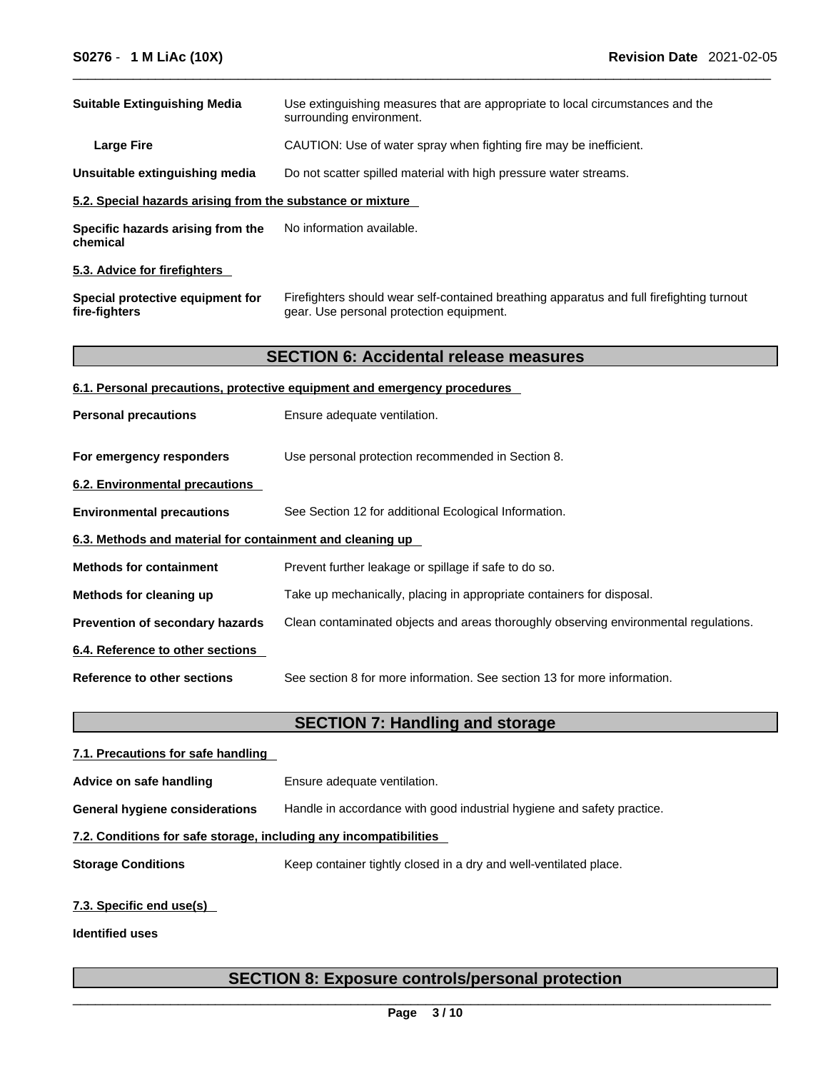| | |
|---|---|
| **Suitable Extinguishing Media** | Use extinguishing measures that are appropriate to local circumstances and the surrounding environment. |
| **Large Fire** | CAUTION: Use of water spray when fighting fire may be inefficient. |
| **Unsuitable extinguishing media** | Do not scatter spilled material with high pressure water streams. |

**5.2. Special hazards arising from the substance or mixture**

| | |
|---|---|
| **Specific hazards arising from the chemical** | No information available. |

**5.3. Advice for firefighters**

| | |
|---|---|
| **Special protective equipment for fire-fighters** | Firefighters should wear self-contained breathing apparatus and full firefighting turnout gear. Use personal protection equipment. |

## SECTION 6: Accidental release measures

**6.1. Personal precautions, protective equipment and emergency procedures**

| | |
|---|---|
| **Personal precautions** | Ensure adequate ventilation. |
| **For emergency responders** | Use personal protection recommended in Section 8. |

**6.2. Environmental precautions**

| | |
|---|---|
| **Environmental precautions** | See Section 12 for additional Ecological Information. |

**6.3. Methods and material for containment and cleaning up**

| | |
|---|---|
| **Methods for containment** | Prevent further leakage or spillage if safe to do so. |
| **Methods for cleaning up** | Take up mechanically, placing in appropriate containers for disposal. |
| **Prevention of secondary hazards** | Clean contaminated objects and areas thoroughly observing environmental regulations. |

**6.4. Reference to other sections**

| | |
|---|---|
| **Reference to other sections** | See section 8 for more information. See section 13 for more information. |

## SECTION 7: Handling and storage

**7.1. Precautions for safe handling**

| | |
|---|---|
| **Advice on safe handling** | Ensure adequate ventilation. |
| **General hygiene considerations** | Handle in accordance with good industrial hygiene and safety practice. |

**7.2. Conditions for safe storage, including any incompatibilities**

| | |
|---|---|
| **Storage Conditions** | Keep container tightly closed in a dry and well-ventilated place. |

**7.3. Specific end use(s)**

**Identified uses**

## SECTION 8: Exposure controls/personal protection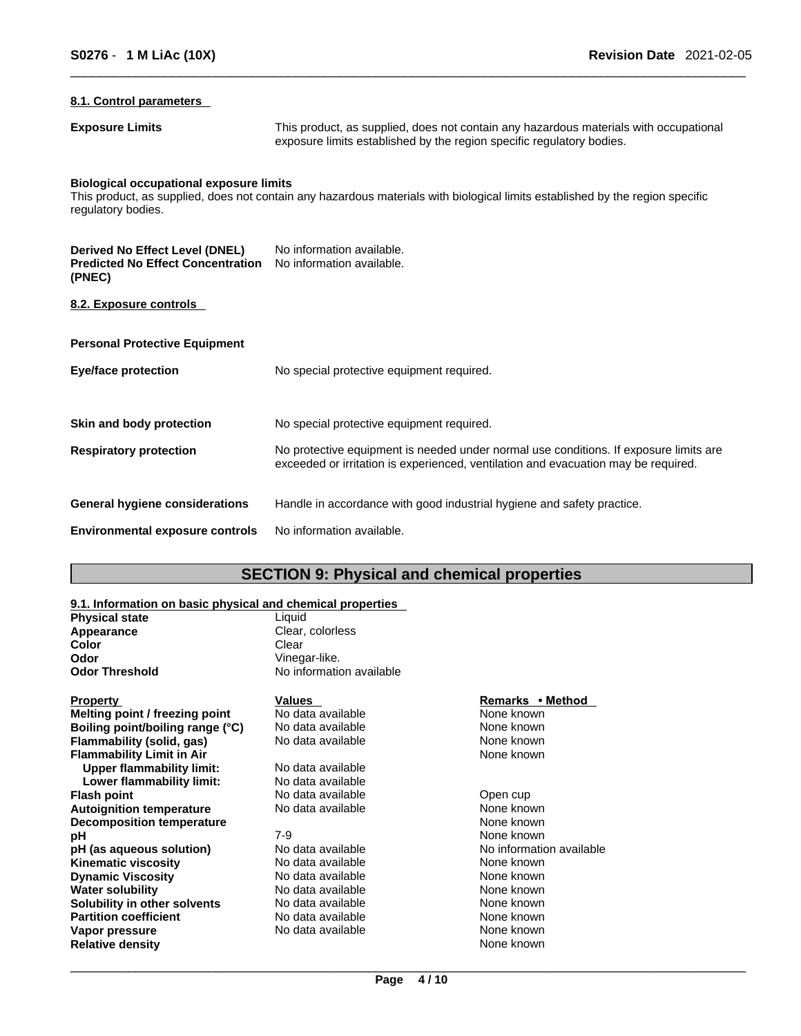#### 8.1. Control parameters

**Exposure Limits** This product, as supplied, does not contain any hazardous materials with occupational exposure limits established by the region specific regulatory bodies.

**Biological occupational exposure limits**
This product, as supplied, does not contain any hazardous materials with biological limits established by the region specific regulatory bodies.

**Derived No Effect Level (DNEL)** No information available.
**Predicted No Effect Concentration (PNEC)** No information available.

#### 8.2. Exposure controls

**Personal Protective Equipment**

**Eye/face protection** No special protective equipment required.

**Skin and body protection** No special protective equipment required.

**Respiratory protection** No protective equipment is needed under normal use conditions. If exposure limits are exceeded or irritation is experienced, ventilation and evacuation may be required.

**General hygiene considerations** Handle in accordance with good industrial hygiene and safety practice.

**Environmental exposure controls** No information available.

## SECTION 9: Physical and chemical properties

#### 9.1. Information on basic physical and chemical properties

**Physical state** Liquid
**Appearance** Clear, colorless
**Color** Clear
**Odor** Vinegar-like.
**Odor Threshold** No information available

| Property | Values | Remarks • Method |
|---|---|---|
| **Melting point / freezing point** | No data available | None known |
| **Boiling point/boiling range (°C)** | No data available | None known |
| **Flammability (solid, gas)** | No data available | None known |
| **Flammability Limit in Air** | | None known |
| **Upper flammability limit:** | No data available | |
| **Lower flammability limit:** | No data available | |
| **Flash point** | No data available | Open cup |
| **Autoignition temperature** | No data available | None known |
| **Decomposition temperature** | | None known |
| **pH** | 7-9 | None known |
| **pH (as aqueous solution)** | No data available | No information available |
| **Kinematic viscosity** | No data available | None known |
| **Dynamic Viscosity** | No data available | None known |
| **Water solubility** | No data available | None known |
| **Solubility in other solvents** | No data available | None known |
| **Partition coefficient** | No data available | None known |
| **Vapor pressure** | No data available | None known |
| **Relative density** | | None known |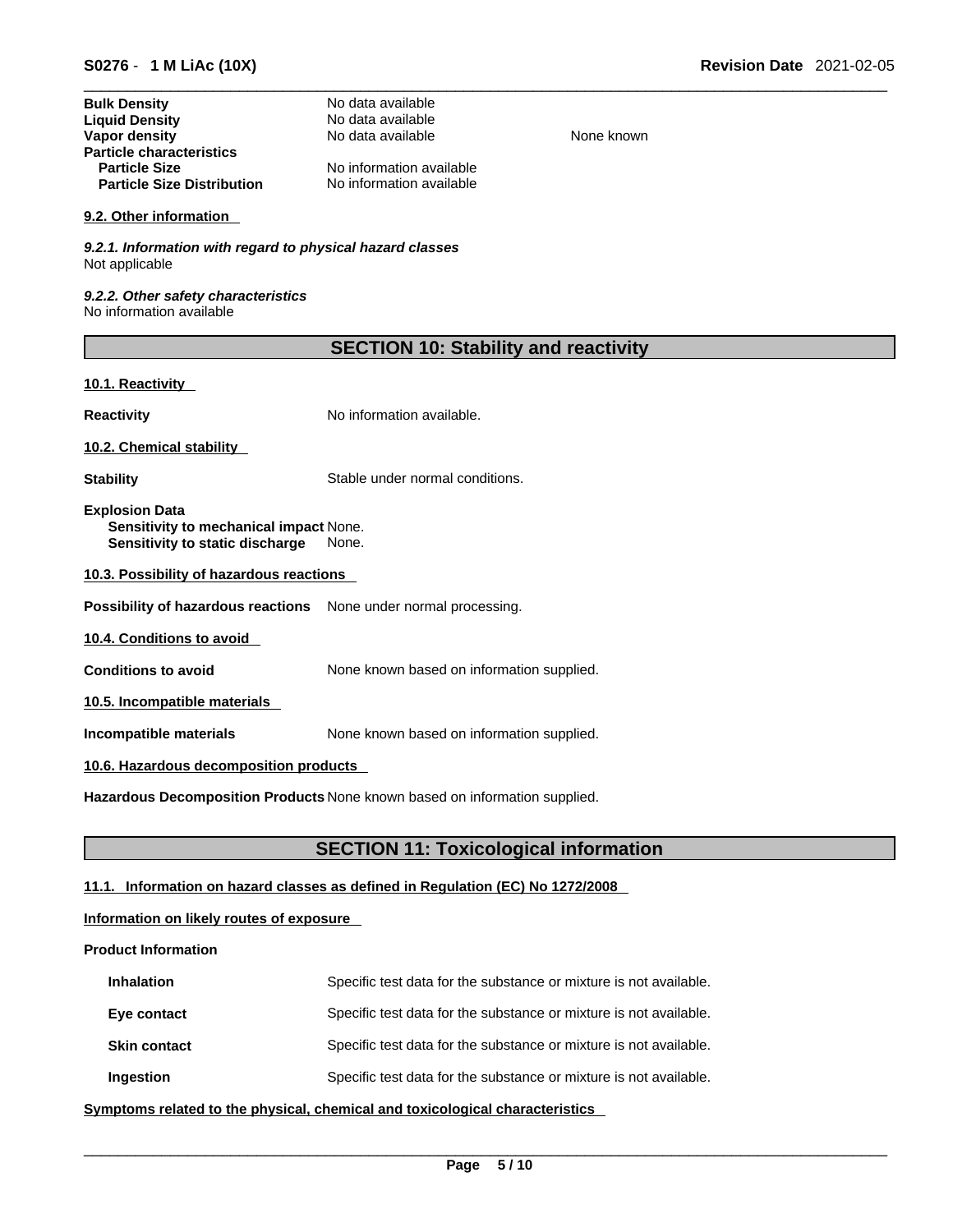| | | |
|---|---|---|
| **Bulk Density** | No data available | |
| **Liquid Density** | No data available | |
| **Vapor density** | No data available | None known |
| **Particle characteristics** | | |
| **Particle Size** | No information available | |
| **Particle Size Distribution** | No information available | |

### 9.2. Other information

*9.2.1. Information with regard to physical hazard classes*
Not applicable

*9.2.2. Other safety characteristics*
No information available

## SECTION 10: Stability and reactivity

### 10.1. Reactivity

**Reactivity** No information available.

### 10.2. Chemical stability

**Stability** Stable under normal conditions.

**Explosion Data**
**Sensitivity to mechanical impact** None.
**Sensitivity to static discharge** None.

### 10.3. Possibility of hazardous reactions

**Possibility of hazardous reactions** None under normal processing.

### 10.4. Conditions to avoid

**Conditions to avoid** None known based on information supplied.

### 10.5. Incompatible materials

**Incompatible materials** None known based on information supplied.

### 10.6. Hazardous decomposition products

**Hazardous Decomposition Products** None known based on information supplied.

## SECTION 11: Toxicological information

### 11.1. Information on hazard classes as defined in Regulation (EC) No 1272/2008

**Information on likely routes of exposure**

**Product Information**

| | |
|---|---|
| **Inhalation** | Specific test data for the substance or mixture is not available. |
| **Eye contact** | Specific test data for the substance or mixture is not available. |
| **Skin contact** | Specific test data for the substance or mixture is not available. |
| **Ingestion** | Specific test data for the substance or mixture is not available. |

**Symptoms related to the physical, chemical and toxicological characteristics**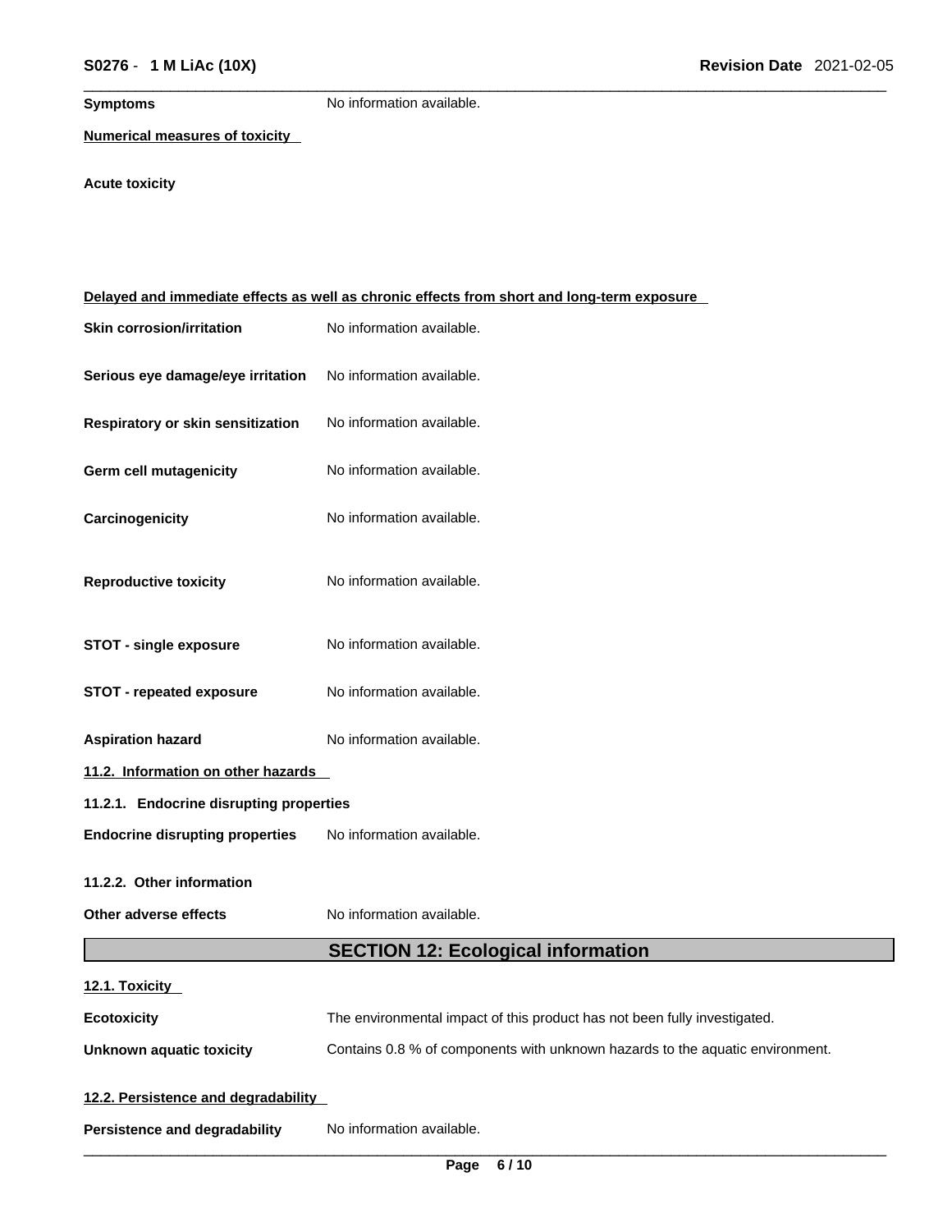**Symptoms** No information available.

**Numerical measures of toxicity**

**Acute toxicity**

**Delayed and immediate effects as well as chronic effects from short and long-term exposure**

**Skin corrosion/irritation** No information available.

**Serious eye damage/eye irritation** No information available.

**Respiratory or skin sensitization** No information available.

**Germ cell mutagenicity** No information available.

**Carcinogenicity** No information available.

**Reproductive toxicity** No information available.

**STOT - single exposure** No information available.

**STOT - repeated exposure** No information available.

**Aspiration hazard** No information available.

**11.2. Information on other hazards**

**11.2.1. Endocrine disrupting properties**

**Endocrine disrupting properties** No information available.

**11.2.2. Other information**

**Other adverse effects** No information available.

## SECTION 12: Ecological information

**12.1. Toxicity**

**Ecotoxicity** The environmental impact of this product has not been fully investigated.

**Unknown aquatic toxicity** Contains 0.8 % of components with unknown hazards to the aquatic environment.

**12.2. Persistence and degradability**

**Persistence and degradability** No information available.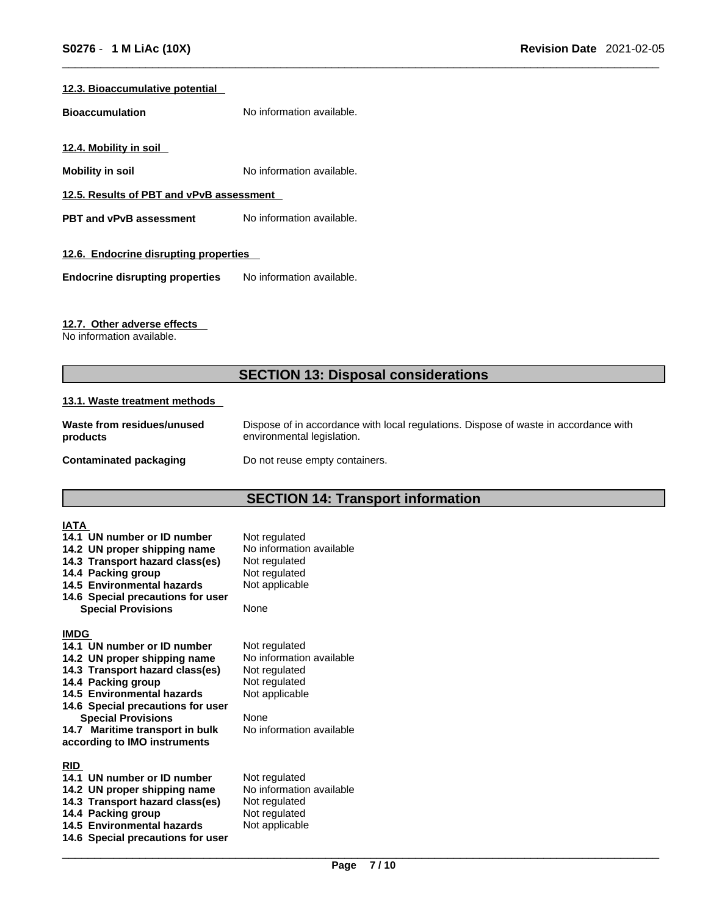### 12.3. Bioaccumulative potential

**Bioaccumulation** No information available.

### 12.4. Mobility in soil

**Mobility in soil** No information available.

### 12.5. Results of PBT and vPvB assessment

**PBT and vPvB assessment** No information available.

### 12.6. Endocrine disrupting properties

**Endocrine disrupting properties** No information available.

### 12.7. Other adverse effects

No information available.

## SECTION 13: Disposal considerations

### 13.1. Waste treatment methods

**Waste from residues/unused products** Dispose of in accordance with local regulations. Dispose of waste in accordance with environmental legislation.

**Contaminated packaging** Do not reuse empty containers.

## SECTION 14: Transport information

**IATA**

| | |
|---|---|
| **14.1 UN number or ID number** | Not regulated |
| **14.2 UN proper shipping name** | No information available |
| **14.3 Transport hazard class(es)** | Not regulated |
| **14.4 Packing group** | Not regulated |
| **14.5 Environmental hazards** | Not applicable |
| **14.6 Special precautions for user** | |
| **Special Provisions** | None |

**IMDG**

| | |
|---|---|
| **14.1 UN number or ID number** | Not regulated |
| **14.2 UN proper shipping name** | No information available |
| **14.3 Transport hazard class(es)** | Not regulated |
| **14.4 Packing group** | Not regulated |
| **14.5 Environmental hazards** | Not applicable |
| **14.6 Special precautions for user** | |
| **Special Provisions** | None |
| **14.7 Maritime transport in bulk according to IMO instruments** | No information available |

**RID**

| | |
|---|---|
| **14.1 UN number or ID number** | Not regulated |
| **14.2 UN proper shipping name** | No information available |
| **14.3 Transport hazard class(es)** | Not regulated |
| **14.4 Packing group** | Not regulated |
| **14.5 Environmental hazards** | Not applicable |
| **14.6 Special precautions for user** | |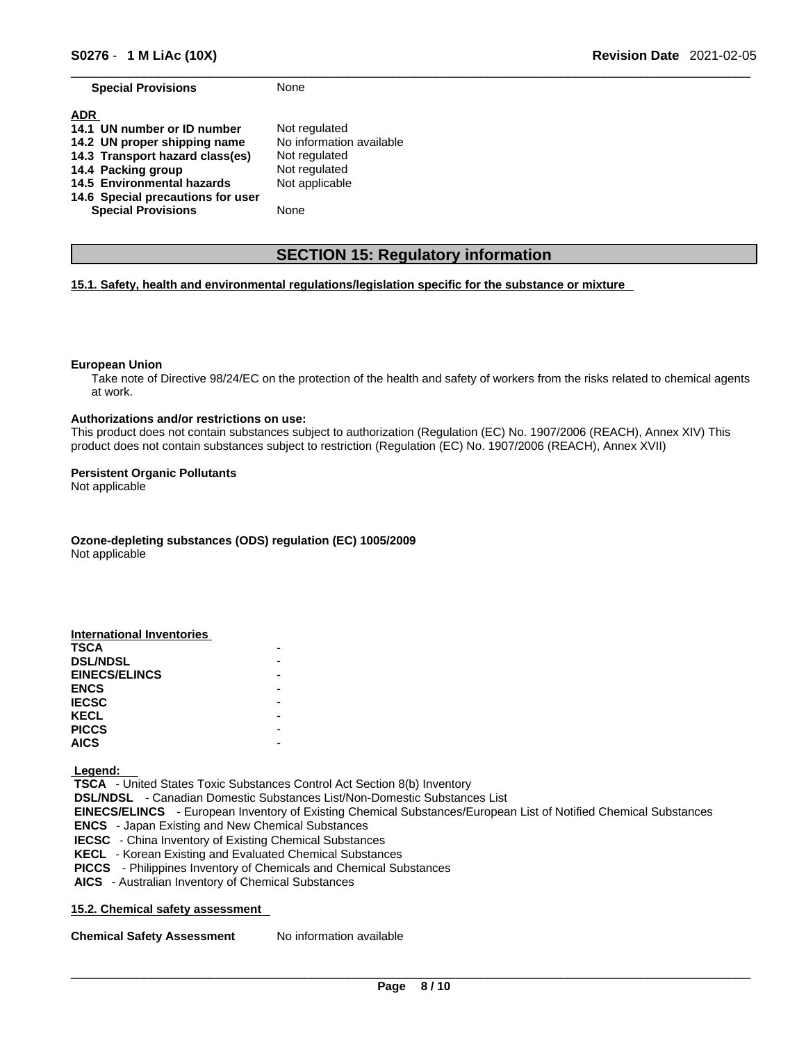| | |
|---|---|
| **Special Provisions** | None |

**ADR**

| | |
|---|---|
| **14.1 UN number or ID number** | Not regulated |
| **14.2 UN proper shipping name** | No information available |
| **14.3 Transport hazard class(es)** | Not regulated |
| **14.4 Packing group** | Not regulated |
| **14.5 Environmental hazards** | Not applicable |
| **14.6 Special precautions for user** | |
| **Special Provisions** | None |

# SECTION 15: Regulatory information

**15.1. Safety, health and environmental regulations/legislation specific for the substance or mixture**

**European Union**

Take note of Directive 98/24/EC on the protection of the health and safety of workers from the risks related to chemical agents at work.

**Authorizations and/or restrictions on use:**

This product does not contain substances subject to authorization (Regulation (EC) No. 1907/2006 (REACH), Annex XIV) This product does not contain substances subject to restriction (Regulation (EC) No. 1907/2006 (REACH), Annex XVII)

**Persistent Organic Pollutants**

Not applicable

**Ozone-depleting substances (ODS) regulation (EC) 1005/2009**

Not applicable

**International Inventories**

| | |
|---|---|
| **TSCA** | - |
| **DSL/NDSL** | - |
| **EINECS/ELINCS** | - |
| **ENCS** | - |
| **IECSC** | - |
| **KECL** | - |
| **PICCS** | - |
| **AICS** | - |

**Legend:**

**TSCA** - United States Toxic Substances Control Act Section 8(b) Inventory
**DSL/NDSL** - Canadian Domestic Substances List/Non-Domestic Substances List
**EINECS/ELINCS** - European Inventory of Existing Chemical Substances/European List of Notified Chemical Substances
**ENCS** - Japan Existing and New Chemical Substances
**IECSC** - China Inventory of Existing Chemical Substances
**KECL** - Korean Existing and Evaluated Chemical Substances
**PICCS** - Philippines Inventory of Chemicals and Chemical Substances
**AICS** - Australian Inventory of Chemical Substances

**15.2. Chemical safety assessment**

| | |
|---|---|
| **Chemical Safety Assessment** | No information available |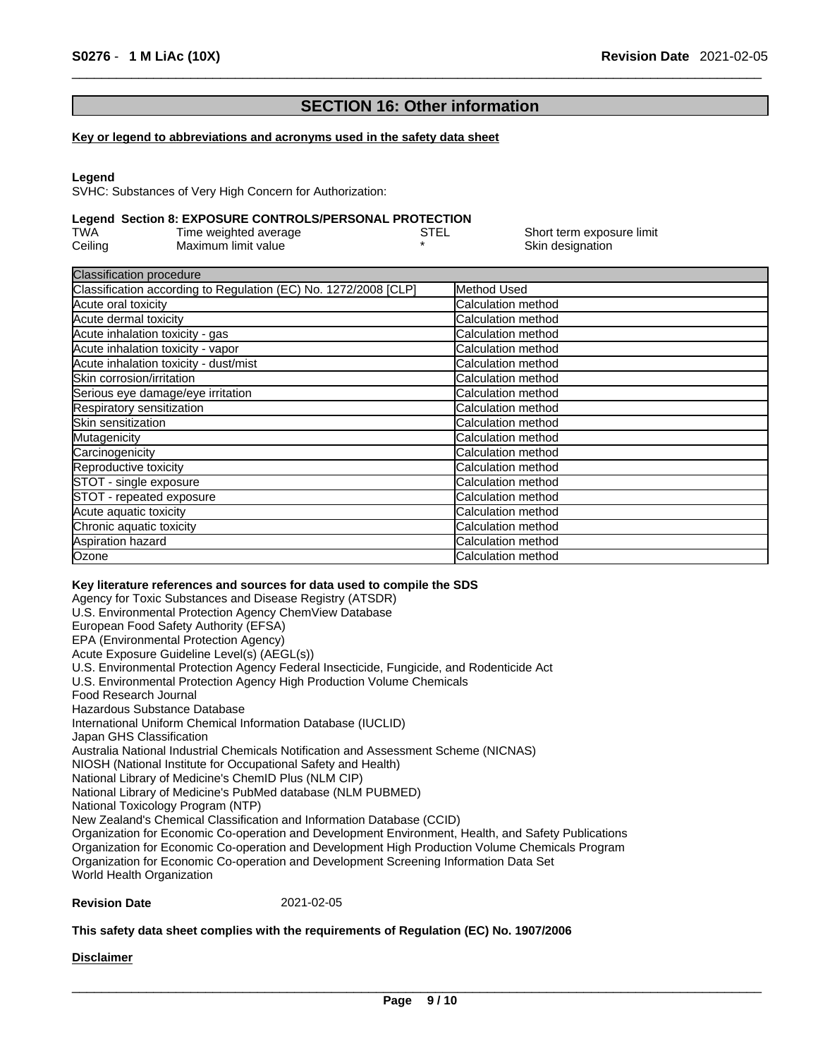## SECTION 16: Other information

**Key or legend to abbreviations and acronyms used in the safety data sheet**

**Legend**

SVHC: Substances of Very High Concern for Authorization:

**Legend Section 8: EXPOSURE CONTROLS/PERSONAL PROTECTION**

| | | | |
|---|---|---|---|
| TWA | Time weighted average | STEL | Short term exposure limit |
| Ceiling | Maximum limit value | * | Skin designation |

| Classification procedure | |
|---|---|
| Classification according to Regulation (EC) No. 1272/2008 [CLP] | Method Used |
| Acute oral toxicity | Calculation method |
| Acute dermal toxicity | Calculation method |
| Acute inhalation toxicity - gas | Calculation method |
| Acute inhalation toxicity - vapor | Calculation method |
| Acute inhalation toxicity - dust/mist | Calculation method |
| Skin corrosion/irritation | Calculation method |
| Serious eye damage/eye irritation | Calculation method |
| Respiratory sensitization | Calculation method |
| Skin sensitization | Calculation method |
| Mutagenicity | Calculation method |
| Carcinogenicity | Calculation method |
| Reproductive toxicity | Calculation method |
| STOT - single exposure | Calculation method |
| STOT - repeated exposure | Calculation method |
| Acute aquatic toxicity | Calculation method |
| Chronic aquatic toxicity | Calculation method |
| Aspiration hazard | Calculation method |
| Ozone | Calculation method |

**Key literature references and sources for data used to compile the SDS**

Agency for Toxic Substances and Disease Registry (ATSDR)
U.S. Environmental Protection Agency ChemView Database
European Food Safety Authority (EFSA)
EPA (Environmental Protection Agency)
Acute Exposure Guideline Level(s) (AEGL(s))
U.S. Environmental Protection Agency Federal Insecticide, Fungicide, and Rodenticide Act
U.S. Environmental Protection Agency High Production Volume Chemicals
Food Research Journal
Hazardous Substance Database
International Uniform Chemical Information Database (IUCLID)
Japan GHS Classification
Australia National Industrial Chemicals Notification and Assessment Scheme (NICNAS)
NIOSH (National Institute for Occupational Safety and Health)
National Library of Medicine's ChemID Plus (NLM CIP)
National Library of Medicine's PubMed database (NLM PUBMED)
National Toxicology Program (NTP)
New Zealand's Chemical Classification and Information Database (CCID)
Organization for Economic Co-operation and Development Environment, Health, and Safety Publications
Organization for Economic Co-operation and Development High Production Volume Chemicals Program
Organization for Economic Co-operation and Development Screening Information Data Set
World Health Organization

**Revision Date** 2021-02-05

**This safety data sheet complies with the requirements of Regulation (EC) No. 1907/2006**

**Disclaimer**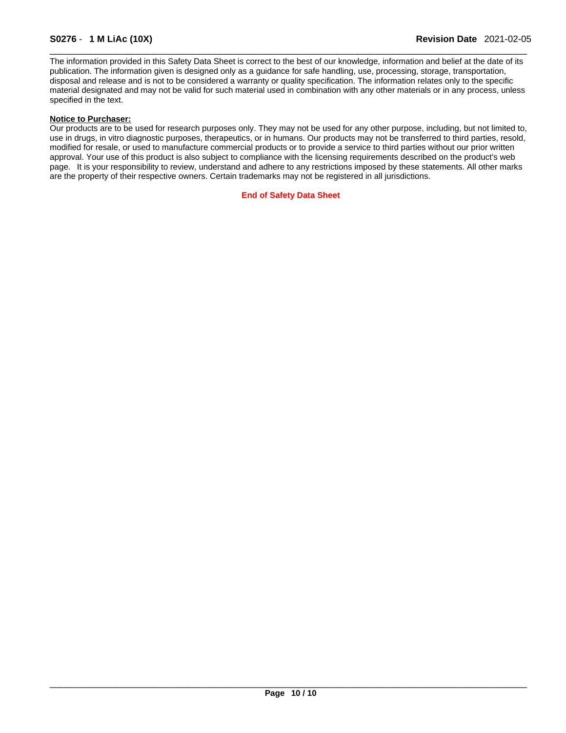The information provided in this Safety Data Sheet is correct to the best of our knowledge, information and belief at the date of its publication. The information given is designed only as a guidance for safe handling, use, processing, storage, transportation, disposal and release and is not to be considered a warranty or quality specification. The information relates only to the specific material designated and may not be valid for such material used in combination with any other materials or in any process, unless specified in the text.

**Notice to Purchaser:**

Our products are to be used for research purposes only. They may not be used for any other purpose, including, but not limited to, use in drugs, in vitro diagnostic purposes, therapeutics, or in humans. Our products may not be transferred to third parties, resold, modified for resale, or used to manufacture commercial products or to provide a service to third parties without our prior written approval. Your use of this product is also subject to compliance with the licensing requirements described on the product's web page. It is your responsibility to review, understand and adhere to any restrictions imposed by these statements. All other marks are the property of their respective owners. Certain trademarks may not be registered in all jurisdictions.

**End of Safety Data Sheet**